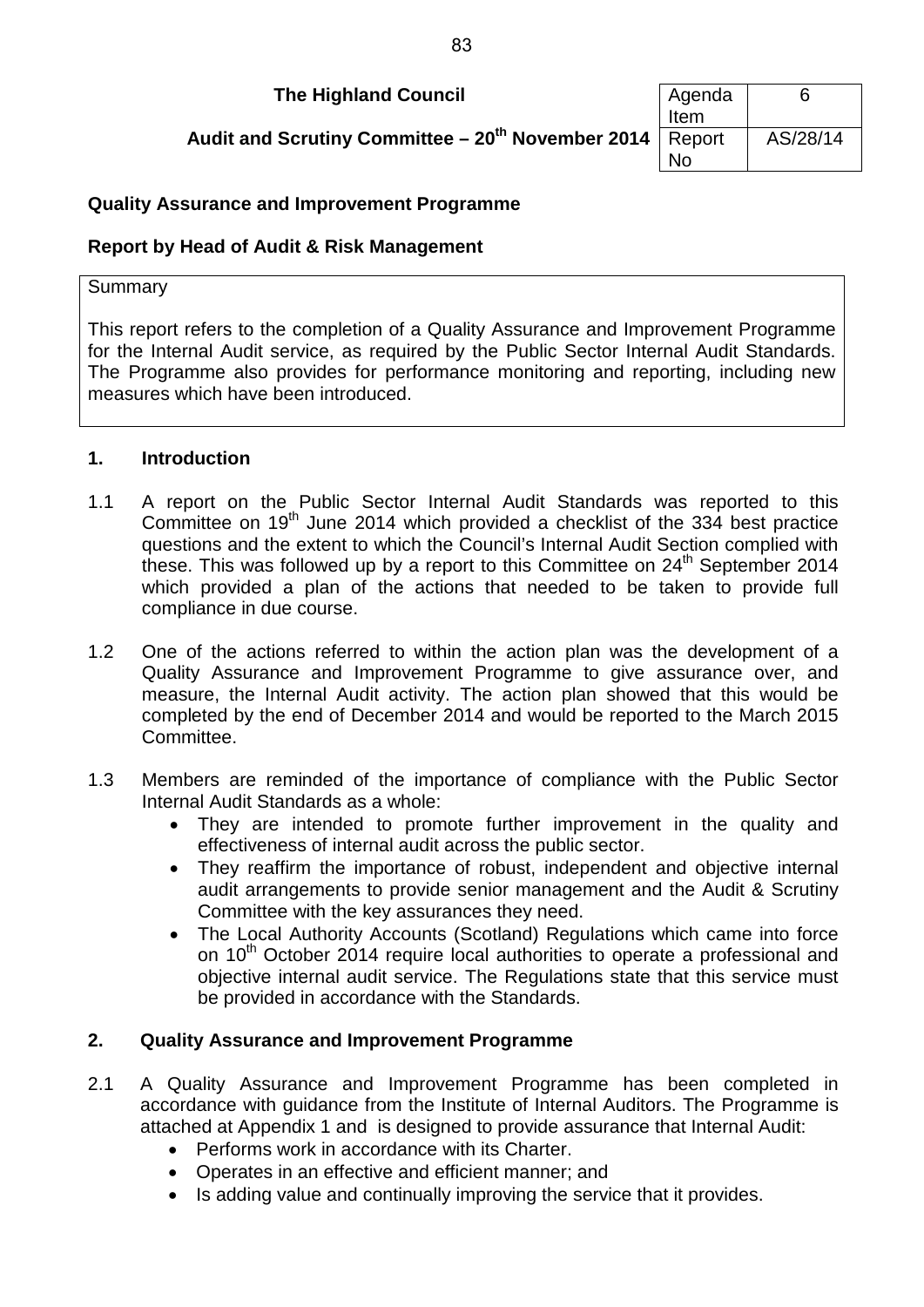**The Highland Council**

**Audit and Scrutiny Committee – 20th November 2014**

| Agenda Item | 6 |
|---|---|
| Report No | AS/28/14 |

## Quality Assurance and Improvement Programme

### Report by Head of Audit & Risk Management

Summary

This report refers to the completion of a Quality Assurance and Improvement Programme for the Internal Audit service, as required by the Public Sector Internal Audit Standards. The Programme also provides for performance monitoring and reporting, including new measures which have been introduced.

## 1. Introduction

1.1 A report on the Public Sector Internal Audit Standards was reported to this Committee on 19th June 2014 which provided a checklist of the 334 best practice questions and the extent to which the Council's Internal Audit Section complied with these. This was followed up by a report to this Committee on 24th September 2014 which provided a plan of the actions that needed to be taken to provide full compliance in due course.

1.2 One of the actions referred to within the action plan was the development of a Quality Assurance and Improvement Programme to give assurance over, and measure, the Internal Audit activity. The action plan showed that this would be completed by the end of December 2014 and would be reported to the March 2015 Committee.

1.3 Members are reminded of the importance of compliance with the Public Sector Internal Audit Standards as a whole:

- They are intended to promote further improvement in the quality and effectiveness of internal audit across the public sector.
- They reaffirm the importance of robust, independent and objective internal audit arrangements to provide senior management and the Audit & Scrutiny Committee with the key assurances they need.
- The Local Authority Accounts (Scotland) Regulations which came into force on 10th October 2014 require local authorities to operate a professional and objective internal audit service. The Regulations state that this service must be provided in accordance with the Standards.

## 2. Quality Assurance and Improvement Programme

2.1 A Quality Assurance and Improvement Programme has been completed in accordance with guidance from the Institute of Internal Auditors. The Programme is attached at Appendix 1 and is designed to provide assurance that Internal Audit:

- Performs work in accordance with its Charter.
- Operates in an effective and efficient manner; and
- Is adding value and continually improving the service that it provides.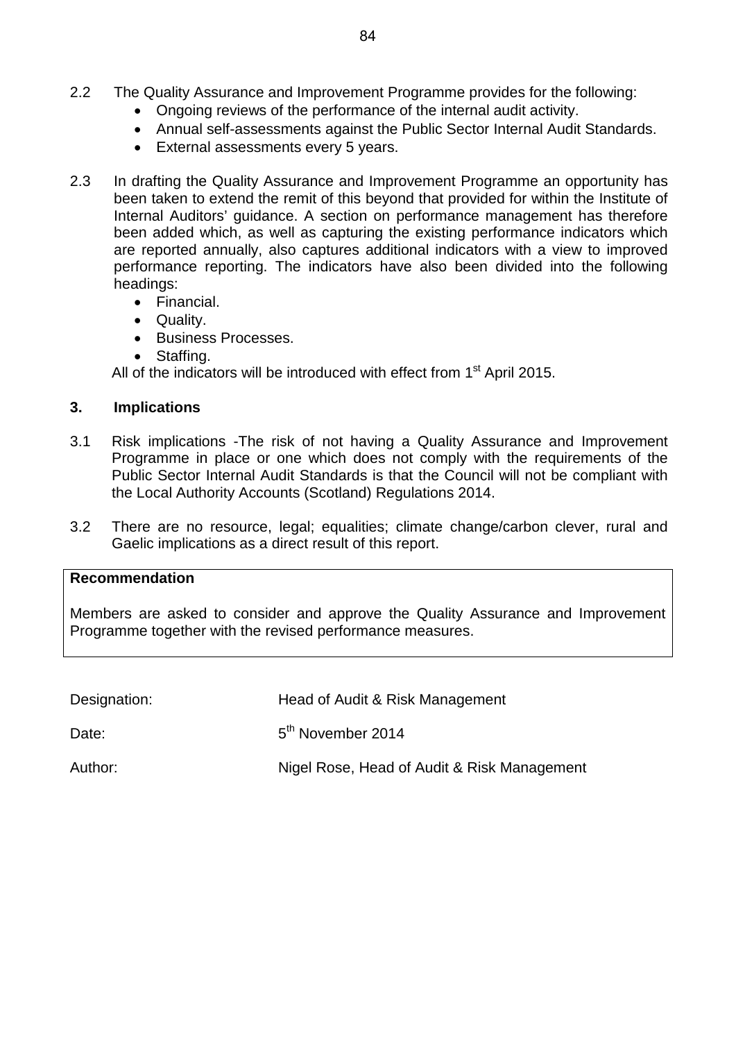2.2 The Quality Assurance and Improvement Programme provides for the following:

- Ongoing reviews of the performance of the internal audit activity.
- Annual self-assessments against the Public Sector Internal Audit Standards.
- External assessments every 5 years.

2.3 In drafting the Quality Assurance and Improvement Programme an opportunity has been taken to extend the remit of this beyond that provided for within the Institute of Internal Auditors' guidance. A section on performance management has therefore been added which, as well as capturing the existing performance indicators which are reported annually, also captures additional indicators with a view to improved performance reporting. The indicators have also been divided into the following headings:

- Financial.
- Quality.
- Business Processes.
- Staffing.

All of the indicators will be introduced with effect from 1st April 2015.

## 3. Implications

3.1 Risk implications -The risk of not having a Quality Assurance and Improvement Programme in place or one which does not comply with the requirements of the Public Sector Internal Audit Standards is that the Council will not be compliant with the Local Authority Accounts (Scotland) Regulations 2014.

3.2 There are no resource, legal; equalities; climate change/carbon clever, rural and Gaelic implications as a direct result of this report.

**Recommendation**

Members are asked to consider and approve the Quality Assurance and Improvement Programme together with the revised performance measures.

Designation: Head of Audit & Risk Management

Date: 5th November 2014

Author: Nigel Rose, Head of Audit & Risk Management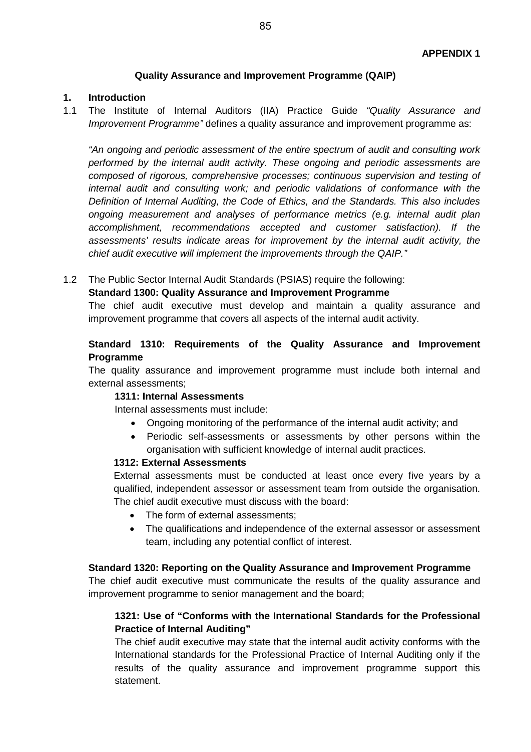**APPENDIX 1**

## Quality Assurance and Improvement Programme (QAIP)

### 1. Introduction

1.1 The Institute of Internal Auditors (IIA) Practice Guide *"Quality Assurance and Improvement Programme"* defines a quality assurance and improvement programme as:

*"An ongoing and periodic assessment of the entire spectrum of audit and consulting work performed by the internal audit activity. These ongoing and periodic assessments are composed of rigorous, comprehensive processes; continuous supervision and testing of internal audit and consulting work; and periodic validations of conformance with the Definition of Internal Auditing, the Code of Ethics, and the Standards. This also includes ongoing measurement and analyses of performance metrics (e.g. internal audit plan accomplishment, recommendations accepted and customer satisfaction). If the assessments' results indicate areas for improvement by the internal audit activity, the chief audit executive will implement the improvements through the QAIP."*

1.2 The Public Sector Internal Audit Standards (PSIAS) require the following:

**Standard 1300: Quality Assurance and Improvement Programme**

The chief audit executive must develop and maintain a quality assurance and improvement programme that covers all aspects of the internal audit activity.

**Standard 1310: Requirements of the Quality Assurance and Improvement Programme**

The quality assurance and improvement programme must include both internal and external assessments;

**1311: Internal Assessments**

Internal assessments must include:

- Ongoing monitoring of the performance of the internal audit activity; and
- Periodic self-assessments or assessments by other persons within the organisation with sufficient knowledge of internal audit practices.

**1312: External Assessments**

External assessments must be conducted at least once every five years by a qualified, independent assessor or assessment team from outside the organisation. The chief audit executive must discuss with the board:

- The form of external assessments;
- The qualifications and independence of the external assessor or assessment team, including any potential conflict of interest.

**Standard 1320: Reporting on the Quality Assurance and Improvement Programme**

The chief audit executive must communicate the results of the quality assurance and improvement programme to senior management and the board;

**1321: Use of "Conforms with the International Standards for the Professional Practice of Internal Auditing"**

The chief audit executive may state that the internal audit activity conforms with the International standards for the Professional Practice of Internal Auditing only if the results of the quality assurance and improvement programme support this statement.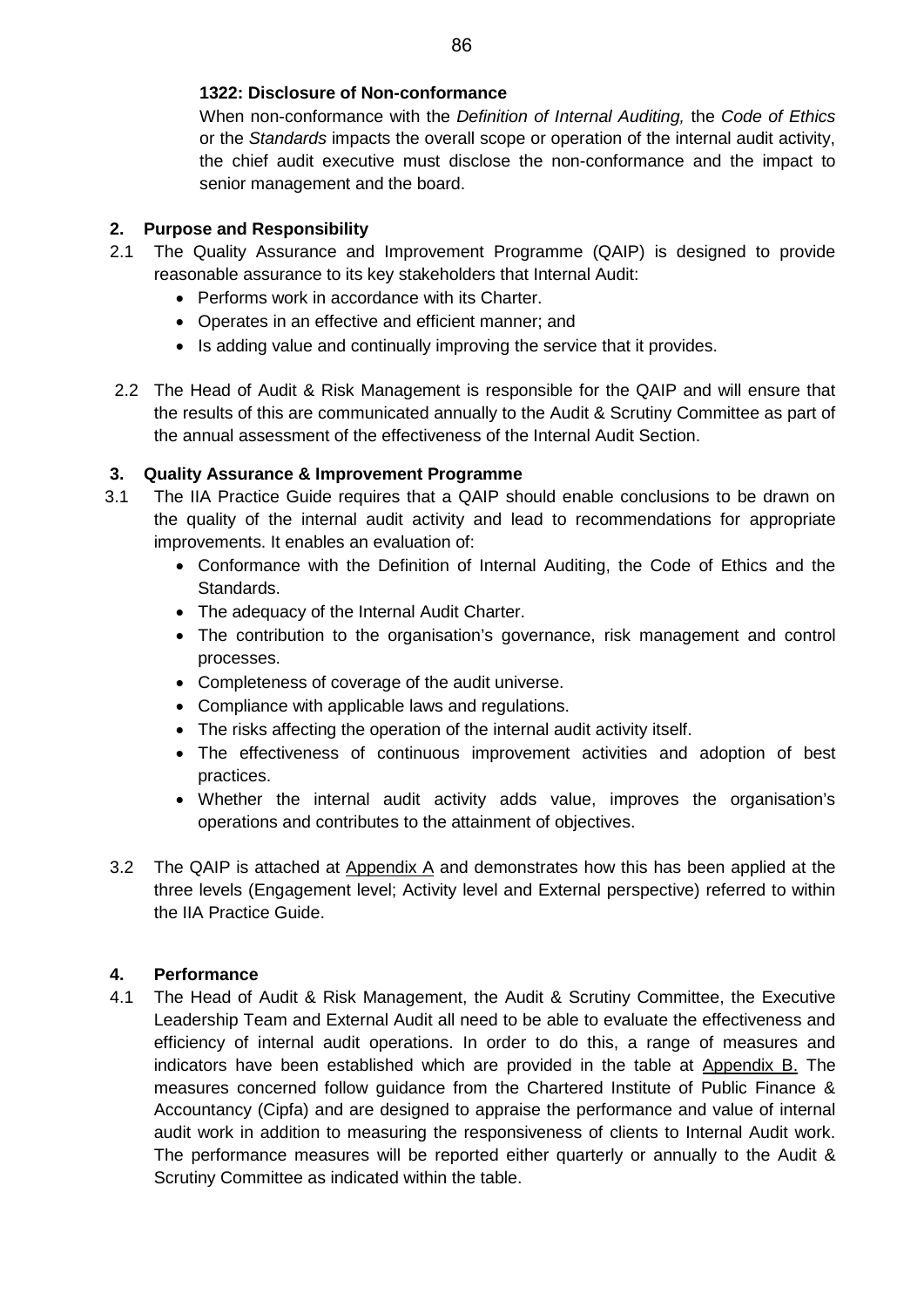**1322: Disclosure of Non-conformance**

When non-conformance with the *Definition of Internal Auditing,* the *Code of Ethics* or the *Standards* impacts the overall scope or operation of the internal audit activity, the chief audit executive must disclose the non-conformance and the impact to senior management and the board.

## 2. Purpose and Responsibility

2.1 The Quality Assurance and Improvement Programme (QAIP) is designed to provide reasonable assurance to its key stakeholders that Internal Audit:

- Performs work in accordance with its Charter.
- Operates in an effective and efficient manner; and
- Is adding value and continually improving the service that it provides.

2.2 The Head of Audit & Risk Management is responsible for the QAIP and will ensure that the results of this are communicated annually to the Audit & Scrutiny Committee as part of the annual assessment of the effectiveness of the Internal Audit Section.

## 3. Quality Assurance & Improvement Programme

3.1 The IIA Practice Guide requires that a QAIP should enable conclusions to be drawn on the quality of the internal audit activity and lead to recommendations for appropriate improvements. It enables an evaluation of:

- Conformance with the Definition of Internal Auditing, the Code of Ethics and the Standards.
- The adequacy of the Internal Audit Charter.
- The contribution to the organisation's governance, risk management and control processes.
- Completeness of coverage of the audit universe.
- Compliance with applicable laws and regulations.
- The risks affecting the operation of the internal audit activity itself.
- The effectiveness of continuous improvement activities and adoption of best practices.
- Whether the internal audit activity adds value, improves the organisation's operations and contributes to the attainment of objectives.

3.2 The QAIP is attached at Appendix A and demonstrates how this has been applied at the three levels (Engagement level; Activity level and External perspective) referred to within the IIA Practice Guide.

## 4. Performance

4.1 The Head of Audit & Risk Management, the Audit & Scrutiny Committee, the Executive Leadership Team and External Audit all need to be able to evaluate the effectiveness and efficiency of internal audit operations. In order to do this, a range of measures and indicators have been established which are provided in the table at Appendix B. The measures concerned follow guidance from the Chartered Institute of Public Finance & Accountancy (Cipfa) and are designed to appraise the performance and value of internal audit work in addition to measuring the responsiveness of clients to Internal Audit work. The performance measures will be reported either quarterly or annually to the Audit & Scrutiny Committee as indicated within the table.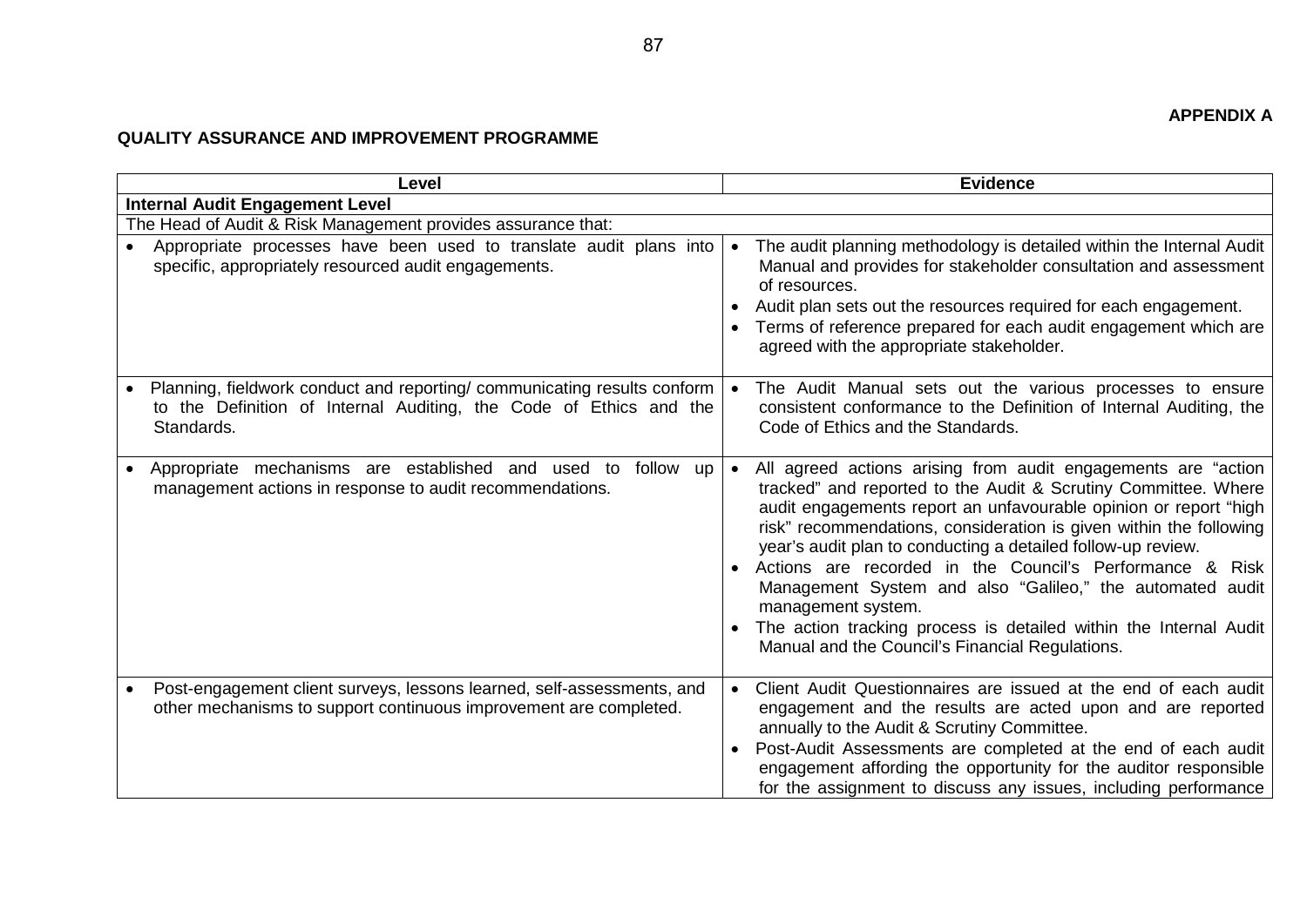**APPENDIX A**

**QUALITY ASSURANCE AND IMPROVEMENT PROGRAMME**

| Level | Evidence |
|---|---|
| **Internal Audit Engagement Level** | |
| The Head of Audit & Risk Management provides assurance that: | |
| • Appropriate processes have been used to translate audit plans into specific, appropriately resourced audit engagements. | • The audit planning methodology is detailed within the Internal Audit Manual and provides for stakeholder consultation and assessment of resources.<br>• Audit plan sets out the resources required for each engagement.<br>• Terms of reference prepared for each audit engagement which are agreed with the appropriate stakeholder. |
| • Planning, fieldwork conduct and reporting/ communicating results conform to the Definition of Internal Auditing, the Code of Ethics and the Standards. | • The Audit Manual sets out the various processes to ensure consistent conformance to the Definition of Internal Auditing, the Code of Ethics and the Standards. |
| • Appropriate mechanisms are established and used to follow up management actions in response to audit recommendations. | • All agreed actions arising from audit engagements are "action tracked" and reported to the Audit & Scrutiny Committee. Where audit engagements report an unfavourable opinion or report "high risk" recommendations, consideration is given within the following year's audit plan to conducting a detailed follow-up review.<br>• Actions are recorded in the Council's Performance & Risk Management System and also "Galileo," the automated audit management system.<br>• The action tracking process is detailed within the Internal Audit Manual and the Council's Financial Regulations. |
| • Post-engagement client surveys, lessons learned, self-assessments, and other mechanisms to support continuous improvement are completed. | • Client Audit Questionnaires are issued at the end of each audit engagement and the results are acted upon and are reported annually to the Audit & Scrutiny Committee.<br>• Post-Audit Assessments are completed at the end of each audit engagement affording the opportunity for the auditor responsible for the assignment to discuss any issues, including performance |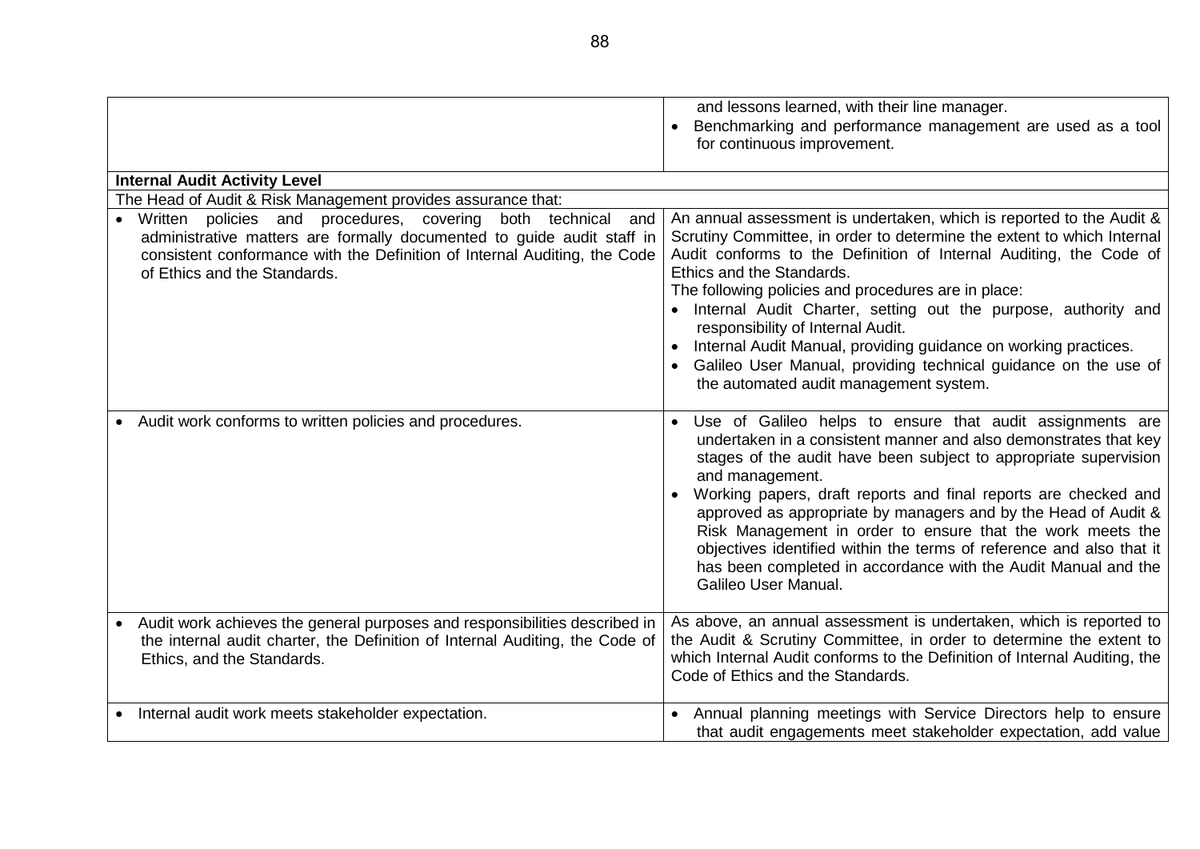| | |
|---|---|
| | and lessons learned, with their line manager.<br>• Benchmarking and performance management are used as a tool for continuous improvement. |
| **Internal Audit Activity Level** | |
| The Head of Audit & Risk Management provides assurance that: | |
| • Written policies and procedures, covering both technical and administrative matters are formally documented to guide audit staff in consistent conformance with the Definition of Internal Auditing, the Code of Ethics and the Standards. | An annual assessment is undertaken, which is reported to the Audit & Scrutiny Committee, in order to determine the extent to which Internal Audit conforms to the Definition of Internal Auditing, the Code of Ethics and the Standards.<br>The following policies and procedures are in place:<br>• Internal Audit Charter, setting out the purpose, authority and responsibility of Internal Audit.<br>• Internal Audit Manual, providing guidance on working practices.<br>• Galileo User Manual, providing technical guidance on the use of the automated audit management system. |
| • Audit work conforms to written policies and procedures. | • Use of Galileo helps to ensure that audit assignments are undertaken in a consistent manner and also demonstrates that key stages of the audit have been subject to appropriate supervision and management.<br>• Working papers, draft reports and final reports are checked and approved as appropriate by managers and by the Head of Audit & Risk Management in order to ensure that the work meets the objectives identified within the terms of reference and also that it has been completed in accordance with the Audit Manual and the Galileo User Manual. |
| • Audit work achieves the general purposes and responsibilities described in the internal audit charter, the Definition of Internal Auditing, the Code of Ethics, and the Standards. | As above, an annual assessment is undertaken, which is reported to the Audit & Scrutiny Committee, in order to determine the extent to which Internal Audit conforms to the Definition of Internal Auditing, the Code of Ethics and the Standards. |
| • Internal audit work meets stakeholder expectation. | • Annual planning meetings with Service Directors help to ensure that audit engagements meet stakeholder expectation, add value |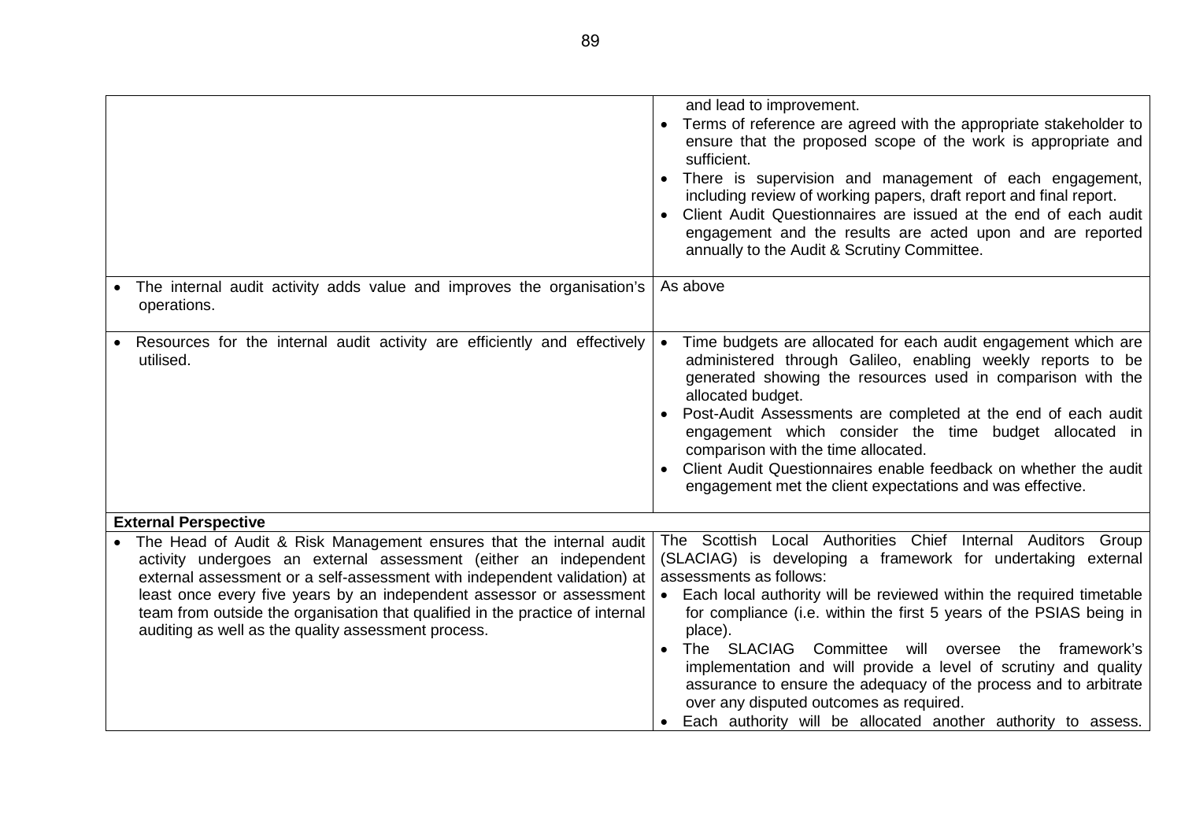| | |
|---|---|
| | and lead to improvement.<br>• Terms of reference are agreed with the appropriate stakeholder to ensure that the proposed scope of the work is appropriate and sufficient.<br>• There is supervision and management of each engagement, including review of working papers, draft report and final report.<br>• Client Audit Questionnaires are issued at the end of each audit engagement and the results are acted upon and are reported annually to the Audit & Scrutiny Committee. |
| • The internal audit activity adds value and improves the organisation's operations. | As above |
| • Resources for the internal audit activity are efficiently and effectively utilised. | • Time budgets are allocated for each audit engagement which are administered through Galileo, enabling weekly reports to be generated showing the resources used in comparison with the allocated budget.<br>• Post-Audit Assessments are completed at the end of each audit engagement which consider the time budget allocated in comparison with the time allocated.<br>• Client Audit Questionnaires enable feedback on whether the audit engagement met the client expectations and was effective. |
| **External Perspective** | |
| • The Head of Audit & Risk Management ensures that the internal audit activity undergoes an external assessment (either an independent external assessment or a self-assessment with independent validation) at least once every five years by an independent assessor or assessment team from outside the organisation that qualified in the practice of internal auditing as well as the quality assessment process. | The Scottish Local Authorities Chief Internal Auditors Group (SLACIAG) is developing a framework for undertaking external assessments as follows:<br>• Each local authority will be reviewed within the required timetable for compliance (i.e. within the first 5 years of the PSIAS being in place).<br>• The SLACIAG Committee will oversee the framework's implementation and will provide a level of scrutiny and quality assurance to ensure the adequacy of the process and to arbitrate over any disputed outcomes as required.<br>• Each authority will be allocated another authority to assess. |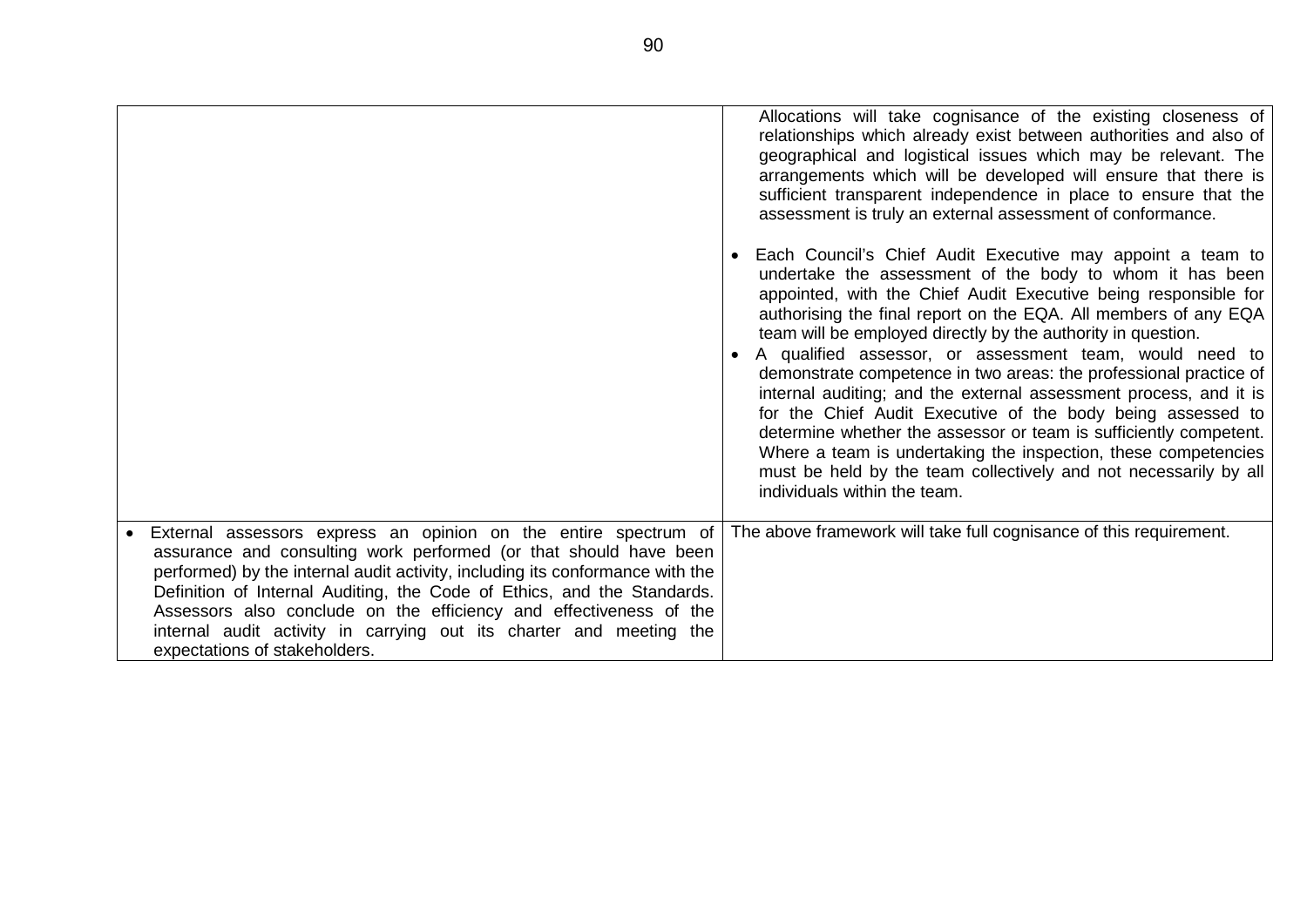| | |
|---|---|
| | Allocations will take cognisance of the existing closeness of relationships which already exist between authorities and also of geographical and logistical issues which may be relevant. The arrangements which will be developed will ensure that there is sufficient transparent independence in place to ensure that the assessment is truly an external assessment of conformance.<br><br>• Each Council's Chief Audit Executive may appoint a team to undertake the assessment of the body to whom it has been appointed, with the Chief Audit Executive being responsible for authorising the final report on the EQA. All members of any EQA team will be employed directly by the authority in question.<br>• A qualified assessor, or assessment team, would need to demonstrate competence in two areas: the professional practice of internal auditing; and the external assessment process, and it is for the Chief Audit Executive of the body being assessed to determine whether the assessor or team is sufficiently competent. Where a team is undertaking the inspection, these competencies must be held by the team collectively and not necessarily by all individuals within the team. |
| • External assessors express an opinion on the entire spectrum of assurance and consulting work performed (or that should have been performed) by the internal audit activity, including its conformance with the Definition of Internal Auditing, the Code of Ethics, and the Standards. Assessors also conclude on the efficiency and effectiveness of the internal audit activity in carrying out its charter and meeting the expectations of stakeholders. | The above framework will take full cognisance of this requirement. |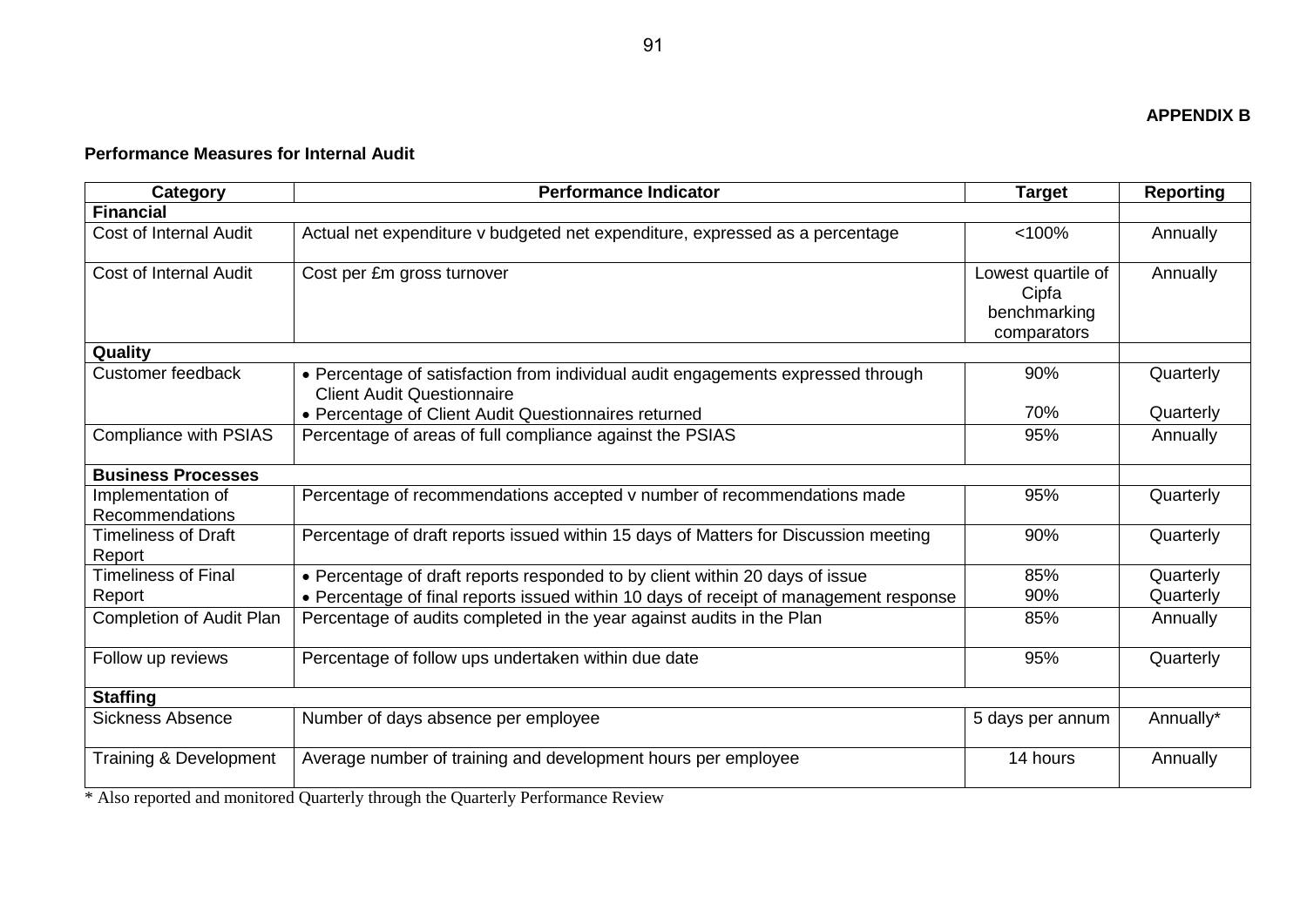**APPENDIX B**

**Performance Measures for Internal Audit**

| Category | Performance Indicator | Target | Reporting |
|---|---|---|---|
| **Financial** | | | |
| Cost of Internal Audit | Actual net expenditure v budgeted net expenditure, expressed as a percentage | <100% | Annually |
| Cost of Internal Audit | Cost per £m gross turnover | Lowest quartile of Cipfa benchmarking comparators | Annually |
| **Quality** | | | |
| Customer feedback | • Percentage of satisfaction from individual audit engagements expressed through Client Audit Questionnaire<br>• Percentage of Client Audit Questionnaires returned | 90%<br><br>70% | Quarterly<br><br>Quarterly |
| Compliance with PSIAS | Percentage of areas of full compliance against the PSIAS | 95% | Annually |
| **Business Processes** | | | |
| Implementation of Recommendations | Percentage of recommendations accepted v number of recommendations made | 95% | Quarterly |
| Timeliness of Draft Report | Percentage of draft reports issued within 15 days of Matters for Discussion meeting | 90% | Quarterly |
| Timeliness of Final Report | • Percentage of draft reports responded to by client within 20 days of issue<br>• Percentage of final reports issued within 10 days of receipt of management response | 85%<br>90% | Quarterly<br>Quarterly |
| Completion of Audit Plan | Percentage of audits completed in the year against audits in the Plan | 85% | Annually |
| Follow up reviews | Percentage of follow ups undertaken within due date | 95% | Quarterly |
| **Staffing** | | | |
| Sickness Absence | Number of days absence per employee | 5 days per annum | Annually* |
| Training & Development | Average number of training and development hours per employee | 14 hours | Annually |

* Also reported and monitored Quarterly through the Quarterly Performance Review